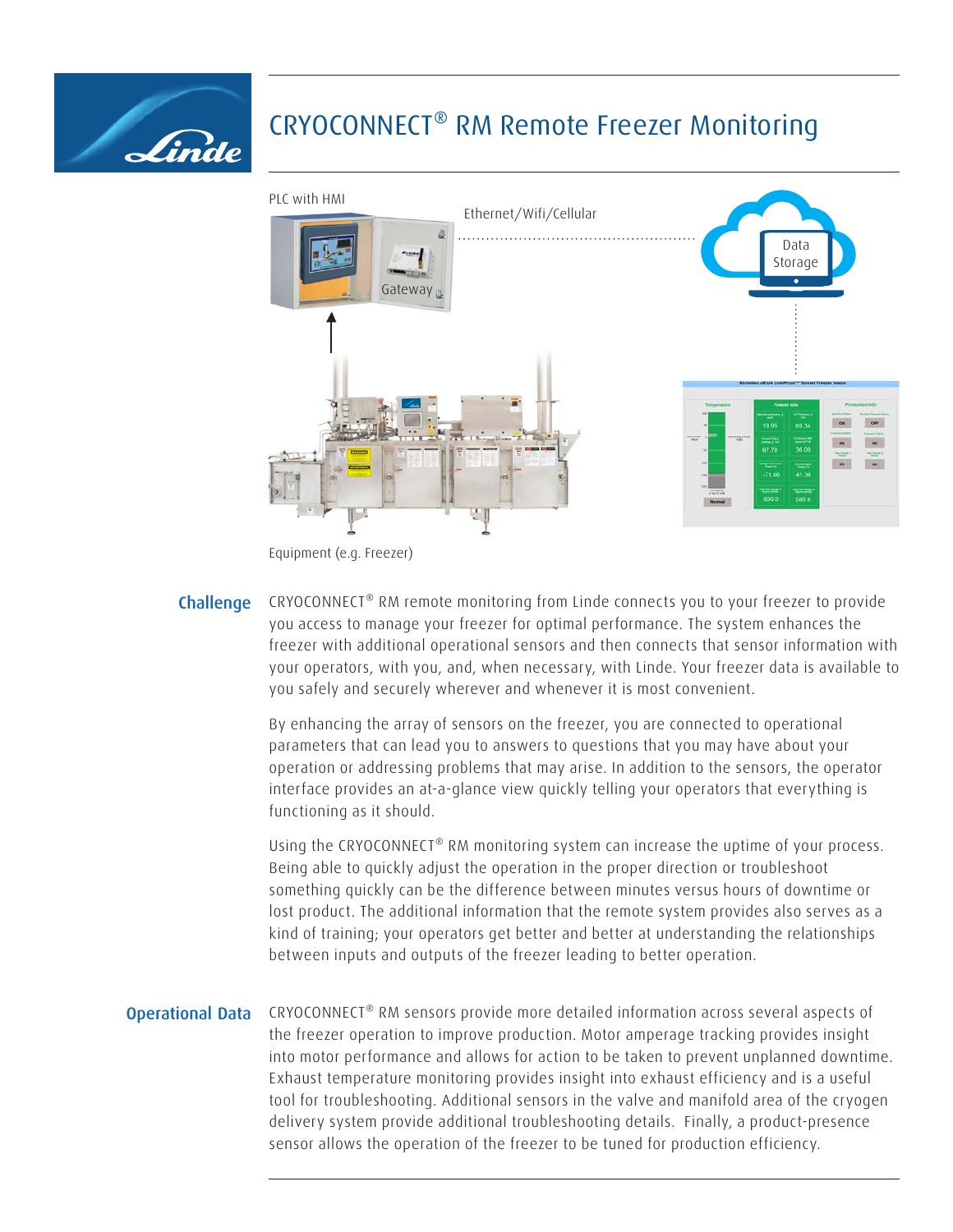# CRYOCONNECT® RM Remote Freezer Monitoring

PLC with HMI

Ethernet/Wifi/Cellular

Data Storage

Gateway

Equipment (e.g. Freezer)

## Challenge

CRYOCONNECT® RM remote monitoring from Linde connects you to your freezer to provide you access to manage your freezer for optimal performance. The system enhances the freezer with additional operational sensors and then connects that sensor information with your operators, with you, and, when necessary, with Linde. Your freezer data is available to you safely and securely wherever and whenever it is most convenient.

By enhancing the array of sensors on the freezer, you are connected to operational parameters that can lead you to answers to questions that you may have about your operation or addressing problems that may arise. In addition to the sensors, the operator interface provides an at-a-glance view quickly telling your operators that everything is functioning as it should.

Using the CRYOCONNECT® RM monitoring system can increase the uptime of your process. Being able to quickly adjust the operation in the proper direction or troubleshoot something quickly can be the difference between minutes versus hours of downtime or lost product. The additional information that the remote system provides also serves as a kind of training; your operators get better and better at understanding the relationships between inputs and outputs of the freezer leading to better operation.

## Operational Data

CRYOCONNECT® RM sensors provide more detailed information across several aspects of the freezer operation to improve production. Motor amperage tracking provides insight into motor performance and allows for action to be taken to prevent unplanned downtime. Exhaust temperature monitoring provides insight into exhaust efficiency and is a useful tool for troubleshooting. Additional sensors in the valve and manifold area of the cryogen delivery system provide additional troubleshooting details. Finally, a product-presence sensor allows the operation of the freezer to be tuned for production efficiency.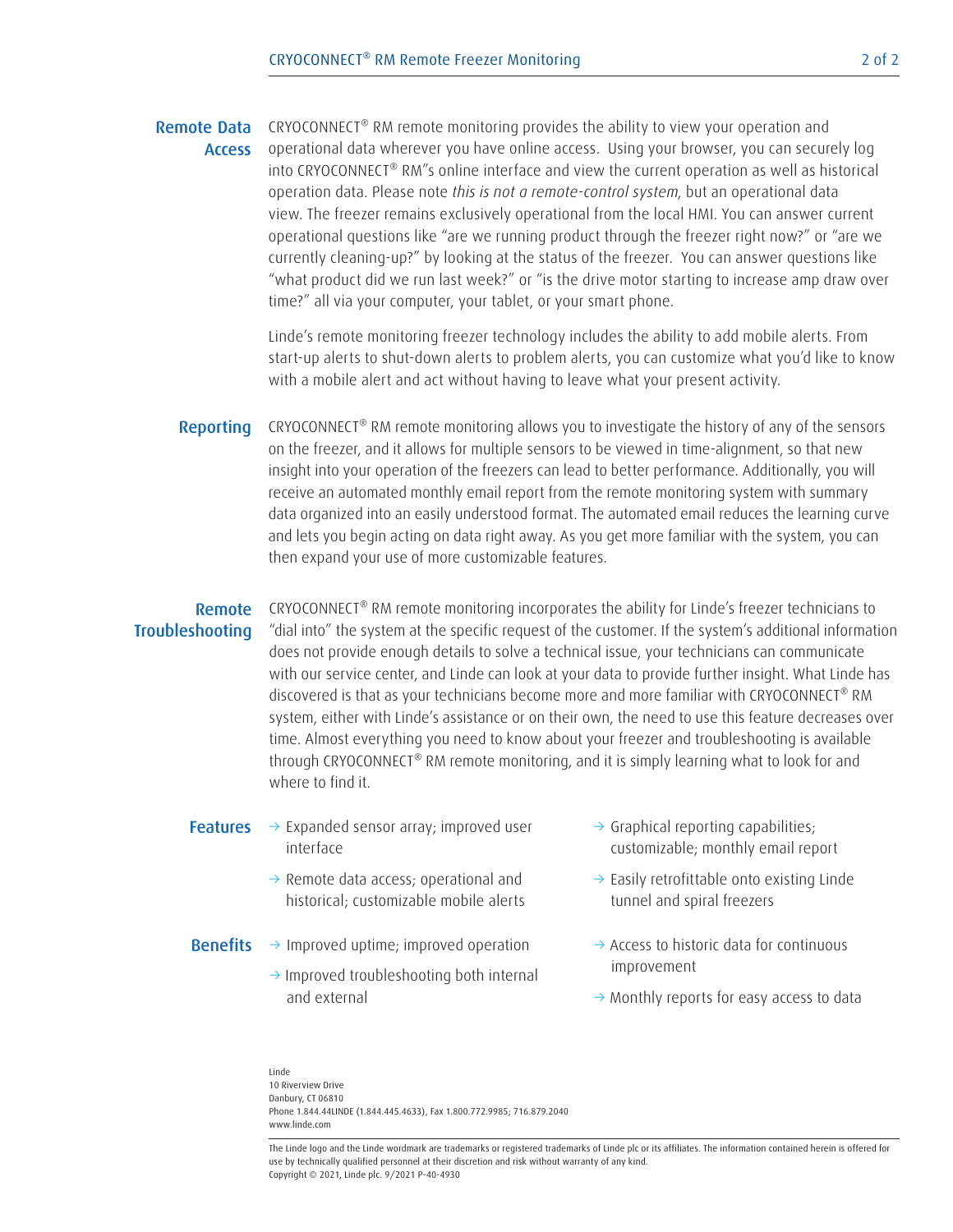## Remote Data Access

CRYOCONNECT® RM remote monitoring provides the ability to view your operation and operational data wherever you have online access. Using your browser, you can securely log into CRYOCONNECT® RM"s online interface and view the current operation as well as historical operation data. Please note *this is not a remote-control system*, but an operational data view. The freezer remains exclusively operational from the local HMI. You can answer current operational questions like "are we running product through the freezer right now?" or "are we currently cleaning-up?" by looking at the status of the freezer. You can answer questions like "what product did we run last week?" or "is the drive motor starting to increase amp draw over time?" all via your computer, your tablet, or your smart phone.

Linde's remote monitoring freezer technology includes the ability to add mobile alerts. From start-up alerts to shut-down alerts to problem alerts, you can customize what you'd like to know with a mobile alert and act without having to leave what your present activity.

## Reporting

CRYOCONNECT® RM remote monitoring allows you to investigate the history of any of the sensors on the freezer, and it allows for multiple sensors to be viewed in time-alignment, so that new insight into your operation of the freezers can lead to better performance. Additionally, you will receive an automated monthly email report from the remote monitoring system with summary data organized into an easily understood format. The automated email reduces the learning curve and lets you begin acting on data right away. As you get more familiar with the system, you can then expand your use of more customizable features.

## Remote Troubleshooting

CRYOCONNECT® RM remote monitoring incorporates the ability for Linde's freezer technicians to "dial into" the system at the specific request of the customer. If the system's additional information does not provide enough details to solve a technical issue, your technicians can communicate with our service center, and Linde can look at your data to provide further insight. What Linde has discovered is that as your technicians become more and more familiar with CRYOCONNECT® RM system, either with Linde's assistance or on their own, the need to use this feature decreases over time. Almost everything you need to know about your freezer and troubleshooting is available through CRYOCONNECT® RM remote monitoring, and it is simply learning what to look for and where to find it.

## Features

- → Expanded sensor array; improved user interface
- → Remote data access; operational and historical; customizable mobile alerts
- → Graphical reporting capabilities; customizable; monthly email report
- → Easily retrofittable onto existing Linde tunnel and spiral freezers

## Benefits

- → Improved uptime; improved operation
- → Improved troubleshooting both internal and external
- → Access to historic data for continuous improvement
- → Monthly reports for easy access to data

Linde
10 Riverview Drive
Danbury, CT 06810
Phone 1.844.44LINDE (1.844.445.4633), Fax 1.800.772.9985; 716.879.2040
www.linde.com

The Linde logo and the Linde wordmark are trademarks or registered trademarks of Linde plc or its affiliates. The information contained herein is offered for use by technically qualified personnel at their discretion and risk without warranty of any kind.
Copyright © 2021, Linde plc. 9/2021 P-40-4930